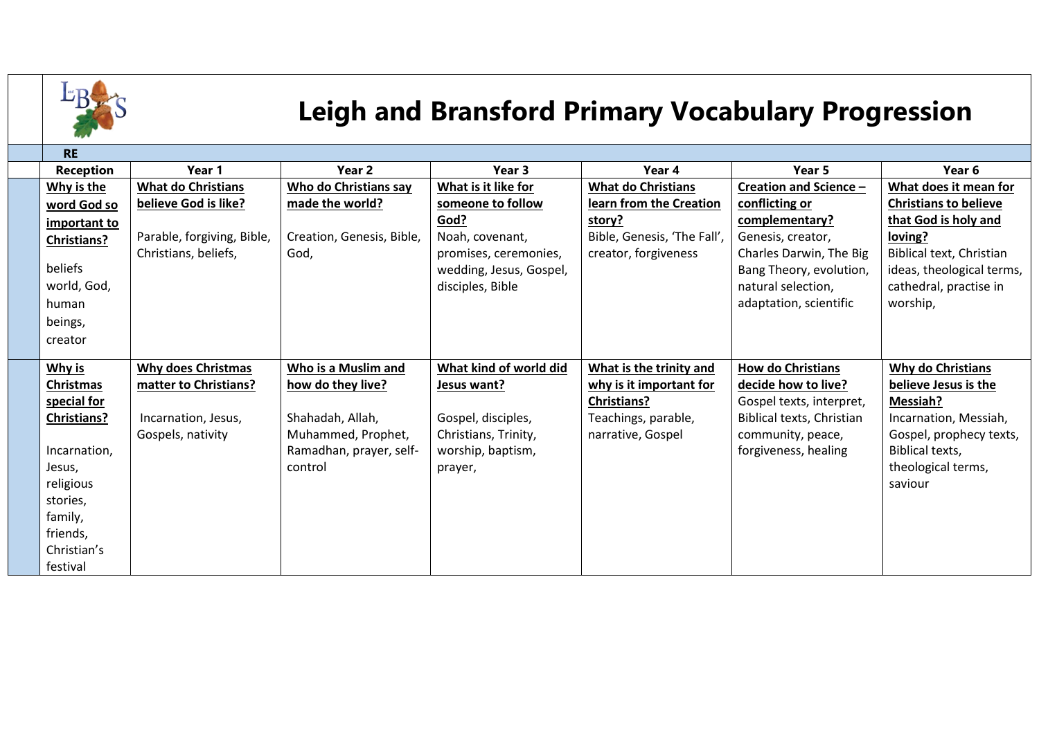# Leigh and Bransford Primary Vocabulary Progression

**RE**

| Reception | Year 1 | Year 2 | Year 3 | Year 4 | Year 5 | Year 6 |
|---|---|---|---|---|---|---|
| **Why is the word God so important to Christians?**<br><br>beliefs world, God, human beings, creator | **What do Christians believe God is like?**<br><br>Parable, forgiving, Bible, Christians, beliefs, | **Who do Christians say made the world?**<br><br>Creation, Genesis, Bible, God, | **What is it like for someone to follow God?**<br>Noah, covenant, promises, ceremonies, wedding, Jesus, Gospel, disciples, Bible | **What do Christians learn from the Creation story?**<br>Bible, Genesis, 'The Fall', creator, forgiveness | **Creation and Science – conflicting or complementary?**<br>Genesis, creator, Charles Darwin, The Big Bang Theory, evolution, natural selection, adaptation, scientific | **What does it mean for Christians to believe that God is holy and loving?**<br>Biblical text, Christian ideas, theological terms, cathedral, practise in worship, |
| **Why is Christmas special for Christians?**<br><br>Incarnation, Jesus, religious stories, family, friends, Christian's festival | **Why does Christmas matter to Christians?**<br><br>Incarnation, Jesus, Gospels, nativity | **Who is a Muslim and how do they live?**<br><br>Shahadah, Allah, Muhammed, Prophet, Ramadhan, prayer, self-control | **What kind of world did Jesus want?**<br><br>Gospel, disciples, Christians, Trinity, worship, baptism, prayer, | **What is the trinity and why is it important for Christians?**<br>Teachings, parable, narrative, Gospel | **How do Christians decide how to live?**<br>Gospel texts, interpret, Biblical texts, Christian community, peace, forgiveness, healing | **Why do Christians believe Jesus is the Messiah?**<br>Incarnation, Messiah, Gospel, prophecy texts, Biblical texts, theological terms, saviour |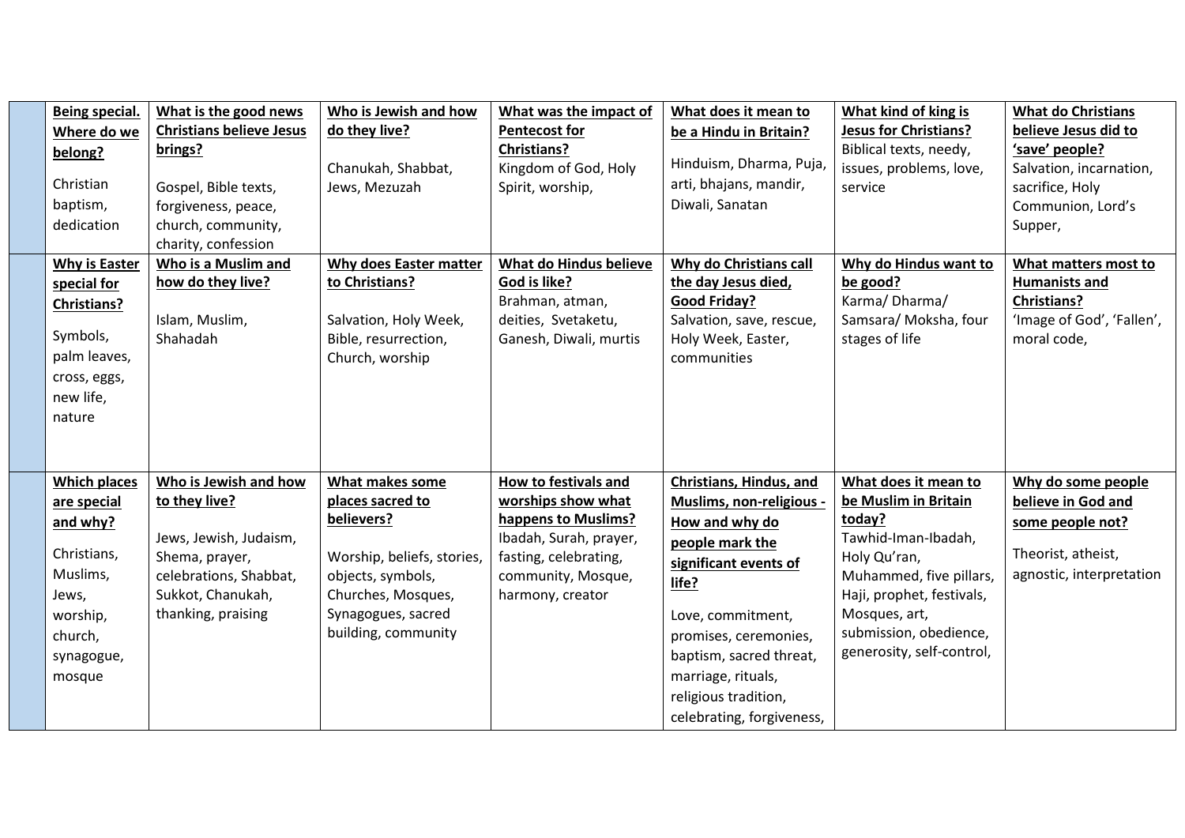| | | | | | | | |
|---|---|---|---|---|---|---|---|
| | **Being special. Where do we belong?**<br><br>Christian baptism, dedication | **What is the good news Christians believe Jesus brings?**<br><br>Gospel, Bible texts, forgiveness, peace, church, community, charity, confession | **Who is Jewish and how do they live?**<br><br>Chanukah, Shabbat, Jews, Mezuzah | **What was the impact of Pentecost for Christians?**<br>Kingdom of God, Holy Spirit, worship, | **What does it mean to be a Hindu in Britain?**<br><br>Hinduism, Dharma, Puja, arti, bhajans, mandir, Diwali, Sanatan | **What kind of king is Jesus for Christians?**<br>Biblical texts, needy, issues, problems, love, service | **What do Christians believe Jesus did to 'save' people?**<br>Salvation, incarnation, sacrifice, Holy Communion, Lord's Supper, |
| | **Why is Easter special for Christians?**<br><br>Symbols, palm leaves, cross, eggs, new life, nature | **Who is a Muslim and how do they live?**<br><br>Islam, Muslim, Shahadah | **Why does Easter matter to Christians?**<br><br>Salvation, Holy Week, Bible, resurrection, Church, worship | **What do Hindus believe God is like?**<br>Brahman, atman, deities, Svetaketu, Ganesh, Diwali, murtis | **Why do Christians call the day Jesus died, Good Friday?**<br>Salvation, save, rescue, Holy Week, Easter, communities | **Why do Hindus want to be good?**<br>Karma/ Dharma/ Samsara/ Moksha, four stages of life | **What matters most to Humanists and Christians?**<br>'Image of God', 'Fallen', moral code, |
| | **Which places are special and why?**<br><br>Christians, Muslims, Jews, worship, church, synagogue, mosque | **Who is Jewish and how to they live?**<br><br>Jews, Jewish, Judaism, Shema, prayer, celebrations, Shabbat, Sukkot, Chanukah, thanking, praising | **What makes some places sacred to believers?**<br><br>Worship, beliefs, stories, objects, symbols, Churches, Mosques, Synagogues, sacred building, community | **How to festivals and worships show what happens to Muslims?**<br>Ibadah, Surah, prayer, fasting, celebrating, community, Mosque, harmony, creator | **Christians, Hindus, and Muslims, non-religious - How and why do people mark the significant events of life?**<br><br>Love, commitment, promises, ceremonies, baptism, sacred threat, marriage, rituals, religious tradition, celebrating, forgiveness, | **What does it mean to be Muslim in Britain today?**<br>Tawhid-Iman-Ibadah, Holy Qu'ran, Muhammed, five pillars, Haji, prophet, festivals, Mosques, art, submission, obedience, generosity, self-control, | **Why do some people believe in God and some people not?**<br><br>Theorist, atheist, agnostic, interpretation |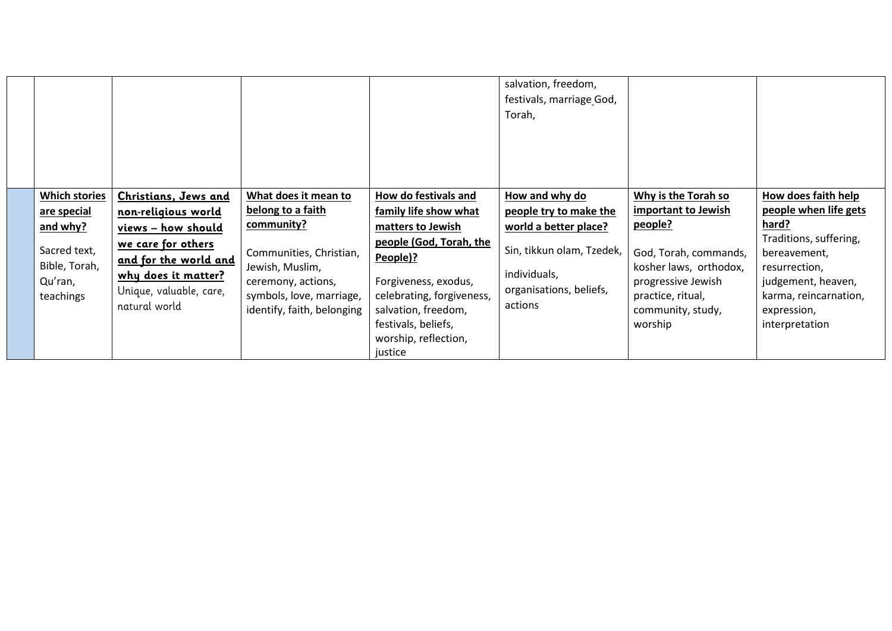| | | | | | | | |
|---|---|---|---|---|---|---|---|
| | | | | | salvation, freedom, festivals, marriage God, Torah, | | |
| | **Which stories are special and why?**<br><br>Sacred text, Bible, Torah, Qu'ran, teachings | **Christians, Jews and non-religious world views – how should we care for others and for the world and why does it matter?**<br>Unique, valuable, care, natural world | **What does it mean to belong to a faith community?**<br><br>Communities, Christian, Jewish, Muslim, ceremony, actions, symbols, love, marriage, identify, faith, belonging | **How do festivals and family life show what matters to Jewish people (God, Torah, the People)?**<br><br>Forgiveness, exodus, celebrating, forgiveness, salvation, freedom, festivals, beliefs, worship, reflection, justice | **How and why do people try to make the world a better place?**<br><br>Sin, tikkun olam, Tzedek,<br><br>individuals, organisations, beliefs, actions | **Why is the Torah so important to Jewish people?**<br><br>God, Torah, commands, kosher laws, orthodox, progressive Jewish practice, ritual, community, study, worship | **How does faith help people when life gets hard?**<br>Traditions, suffering, bereavement, resurrection, judgement, heaven, karma, reincarnation, expression, interpretation |